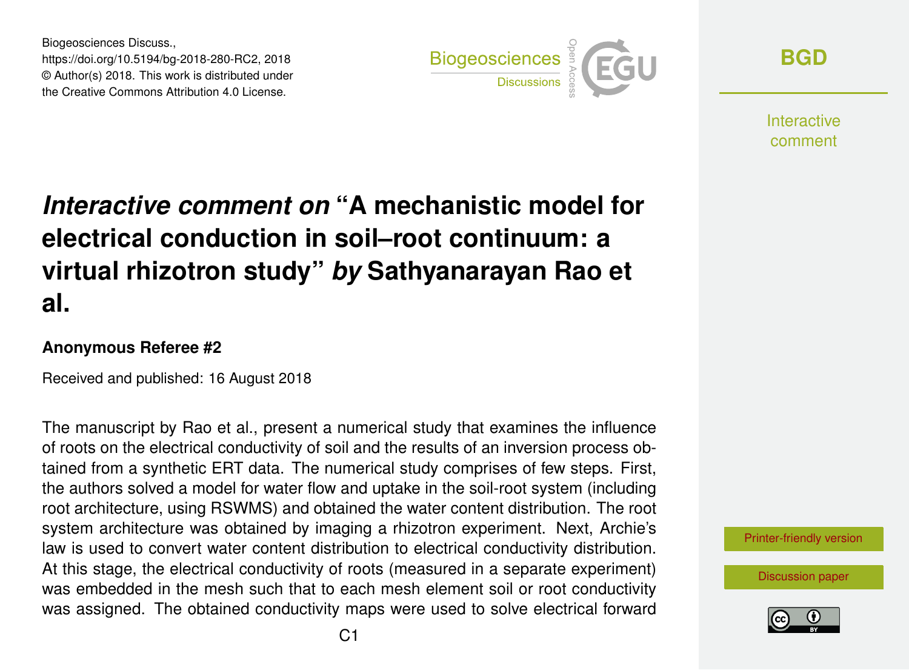# *Interactive comment on* "A mechanistic model for electrical conduction in soil–root continuum: a virtual rhizotron study" *by* Sathyanarayan Rao et al.

### Anonymous Referee #2

Received and published: 16 August 2018

The manuscript by Rao et al., present a numerical study that examines the influence of roots on the electrical conductivity of soil and the results of an inversion process obtained from a synthetic ERT data. The numerical study comprises of few steps. First, the authors solved a model for water flow and uptake in the soil-root system (including root architecture, using RSWMS) and obtained the water content distribution. The root system architecture was obtained by imaging a rhizotron experiment. Next, Archie's law is used to convert water content distribution to electrical conductivity distribution. At this stage, the electrical conductivity of roots (measured in a separate experiment) was embedded in the mesh such that to each mesh element soil or root conductivity was assigned. The obtained conductivity maps were used to solve electrical forward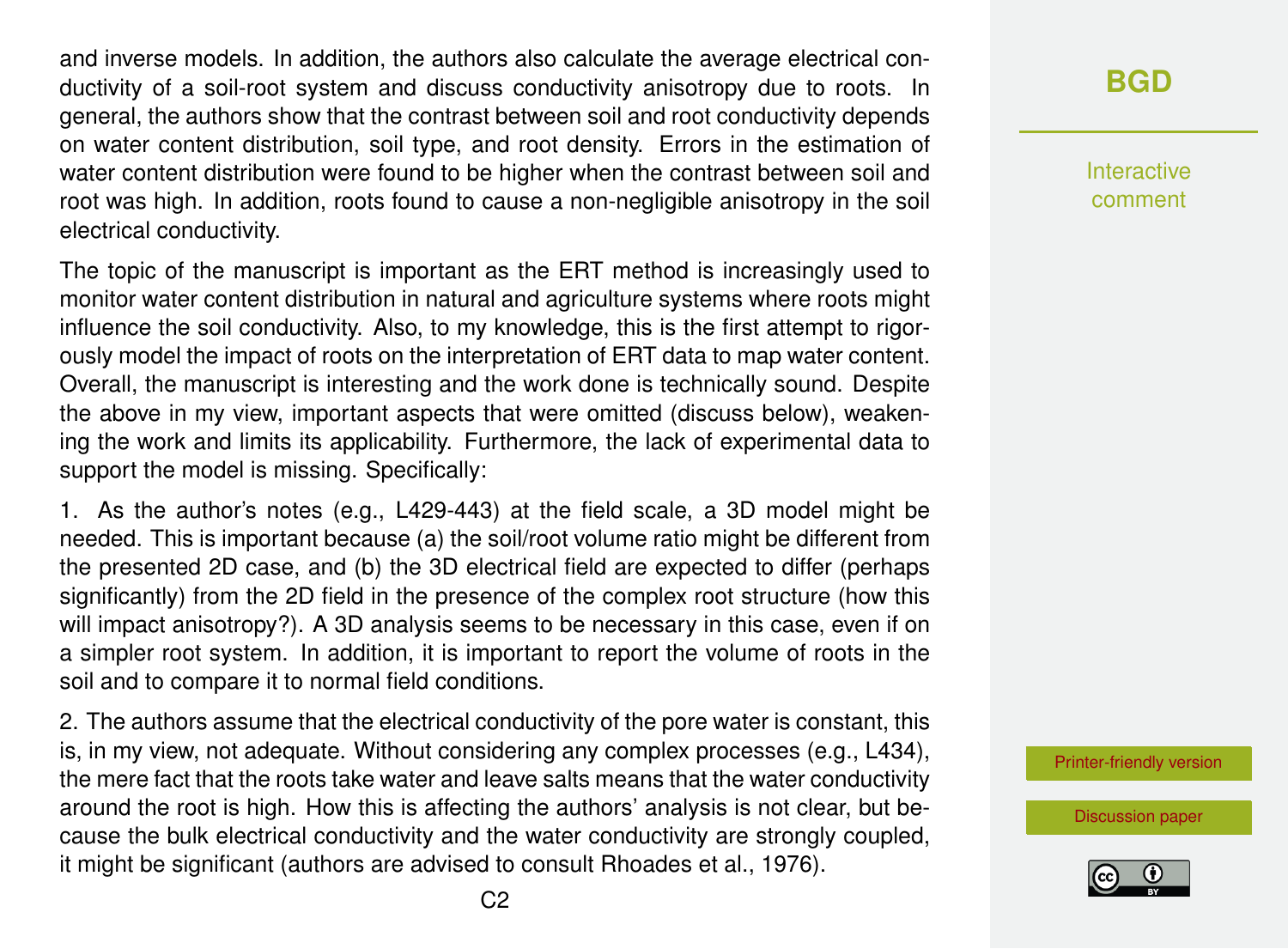and inverse models. In addition, the authors also calculate the average electrical conductivity of a soil-root system and discuss conductivity anisotropy due to roots. In general, the authors show that the contrast between soil and root conductivity depends on water content distribution, soil type, and root density. Errors in the estimation of water content distribution were found to be higher when the contrast between soil and root was high. In addition, roots found to cause a non-negligible anisotropy in the soil electrical conductivity.

The topic of the manuscript is important as the ERT method is increasingly used to monitor water content distribution in natural and agriculture systems where roots might influence the soil conductivity. Also, to my knowledge, this is the first attempt to rigorously model the impact of roots on the interpretation of ERT data to map water content. Overall, the manuscript is interesting and the work done is technically sound. Despite the above in my view, important aspects that were omitted (discuss below), weakening the work and limits its applicability. Furthermore, the lack of experimental data to support the model is missing. Specifically:

1. As the author's notes (e.g., L429-443) at the field scale, a 3D model might be needed. This is important because (a) the soil/root volume ratio might be different from the presented 2D case, and (b) the 3D electrical field are expected to differ (perhaps significantly) from the 2D field in the presence of the complex root structure (how this will impact anisotropy?). A 3D analysis seems to be necessary in this case, even if on a simpler root system. In addition, it is important to report the volume of roots in the soil and to compare it to normal field conditions.

2. The authors assume that the electrical conductivity of the pore water is constant, this is, in my view, not adequate. Without considering any complex processes (e.g., L434), the mere fact that the roots take water and leave salts means that the water conductivity around the root is high. How this is affecting the authors' analysis is not clear, but because the bulk electrical conductivity and the water conductivity are strongly coupled, it might be significant (authors are advised to consult Rhoades et al., 1976).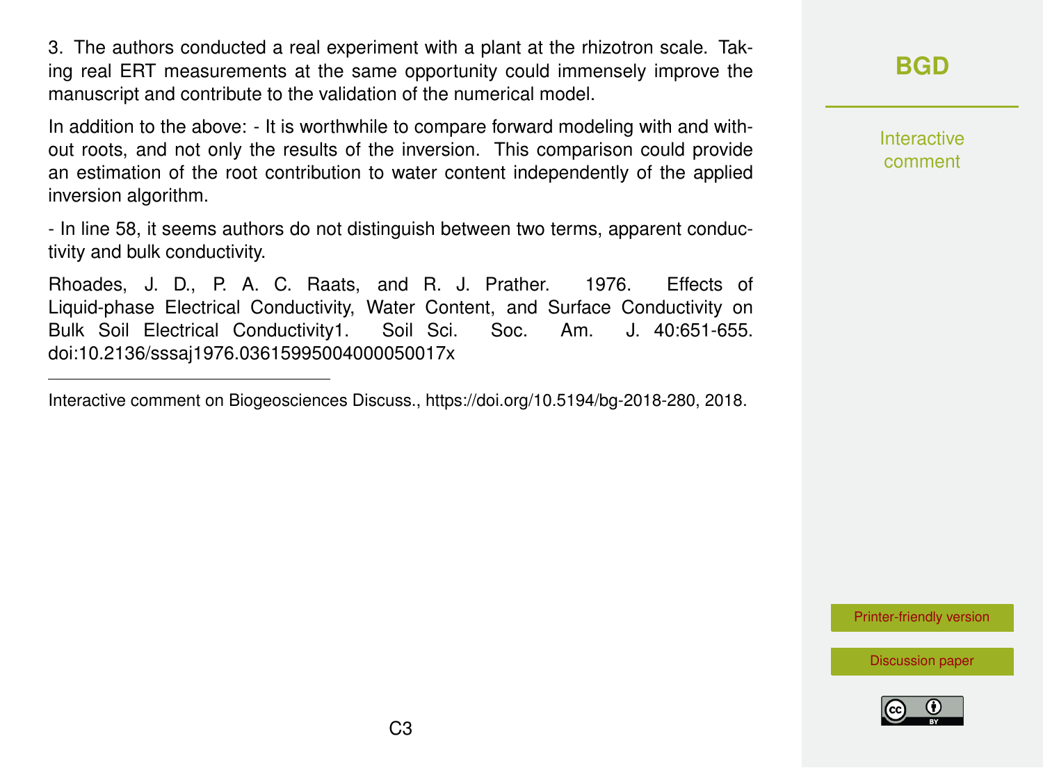3. The authors conducted a real experiment with a plant at the rhizotron scale. Taking real ERT measurements at the same opportunity could immensely improve the manuscript and contribute to the validation of the numerical model.

In addition to the above: - It is worthwhile to compare forward modeling with and without roots, and not only the results of the inversion. This comparison could provide an estimation of the root contribution to water content independently of the applied inversion algorithm.

- In line 58, it seems authors do not distinguish between two terms, apparent conductivity and bulk conductivity.

Rhoades, J. D., P. A. C. Raats, and R. J. Prather. 1976. Effects of Liquid-phase Electrical Conductivity, Water Content, and Surface Conductivity on Bulk Soil Electrical Conductivity1. Soil Sci. Soc. Am. J. 40:651-655. doi:10.2136/sssaj1976.03615995004000050017x

---

Interactive comment on Biogeosciences Discuss., https://doi.org/10.5194/bg-2018-280, 2018.